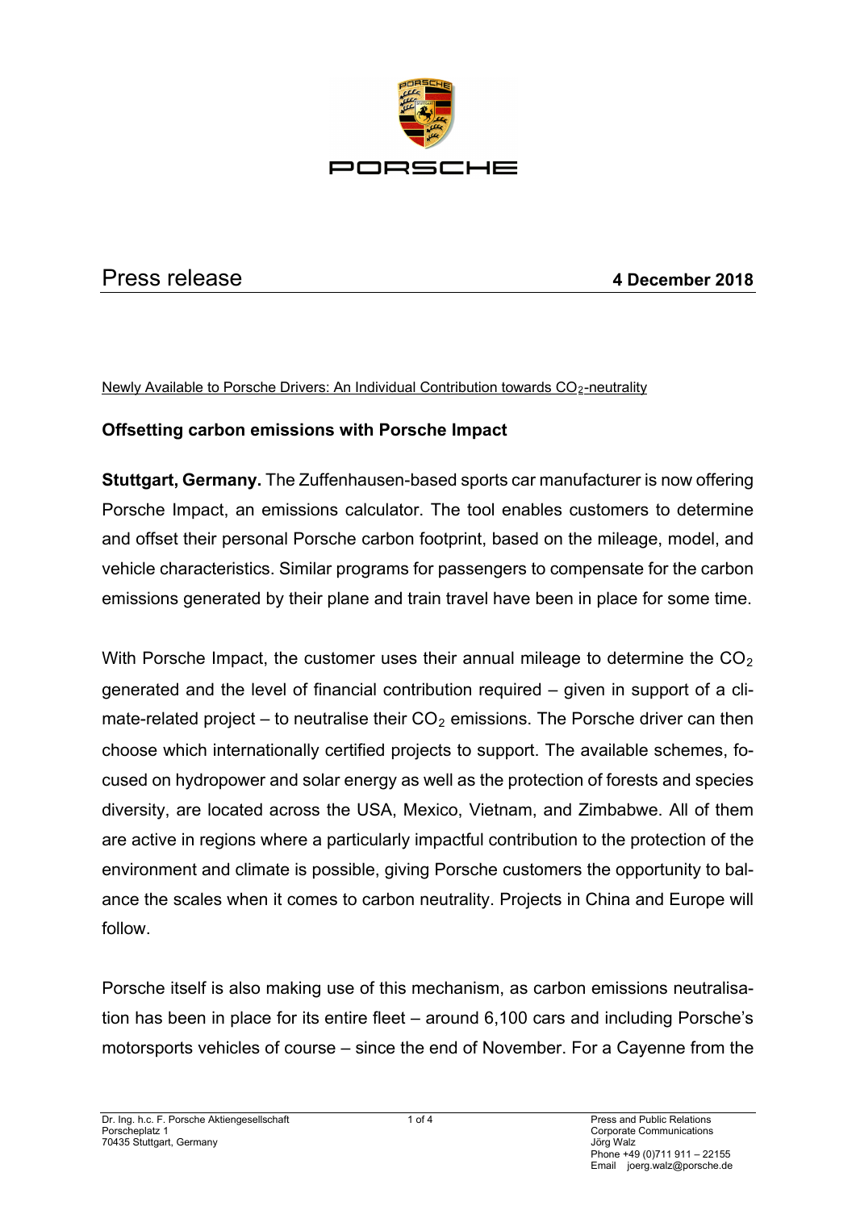# Press release

**4 December 2018**

Newly Available to Porsche Drivers: An Individual Contribution towards $CO_2$-neutrality

## Offsetting carbon emissions with Porsche Impact

**Stuttgart, Germany.** The Zuffenhausen-based sports car manufacturer is now offering Porsche Impact, an emissions calculator. The tool enables customers to determine and offset their personal Porsche carbon footprint, based on the mileage, model, and vehicle characteristics. Similar programs for passengers to compensate for the carbon emissions generated by their plane and train travel have been in place for some time.

With Porsche Impact, the customer uses their annual mileage to determine the $CO_2$ generated and the level of financial contribution required – given in support of a climate-related project – to neutralise their $CO_2$ emissions. The Porsche driver can then choose which internationally certified projects to support. The available schemes, focused on hydropower and solar energy as well as the protection of forests and species diversity, are located across the USA, Mexico, Vietnam, and Zimbabwe. All of them are active in regions where a particularly impactful contribution to the protection of the environment and climate is possible, giving Porsche customers the opportunity to balance the scales when it comes to carbon neutrality. Projects in China and Europe will follow.

Porsche itself is also making use of this mechanism, as carbon emissions neutralisation has been in place for its entire fleet – around 6,100 cars and including Porsche's motorsports vehicles of course – since the end of November. For a Cayenne from the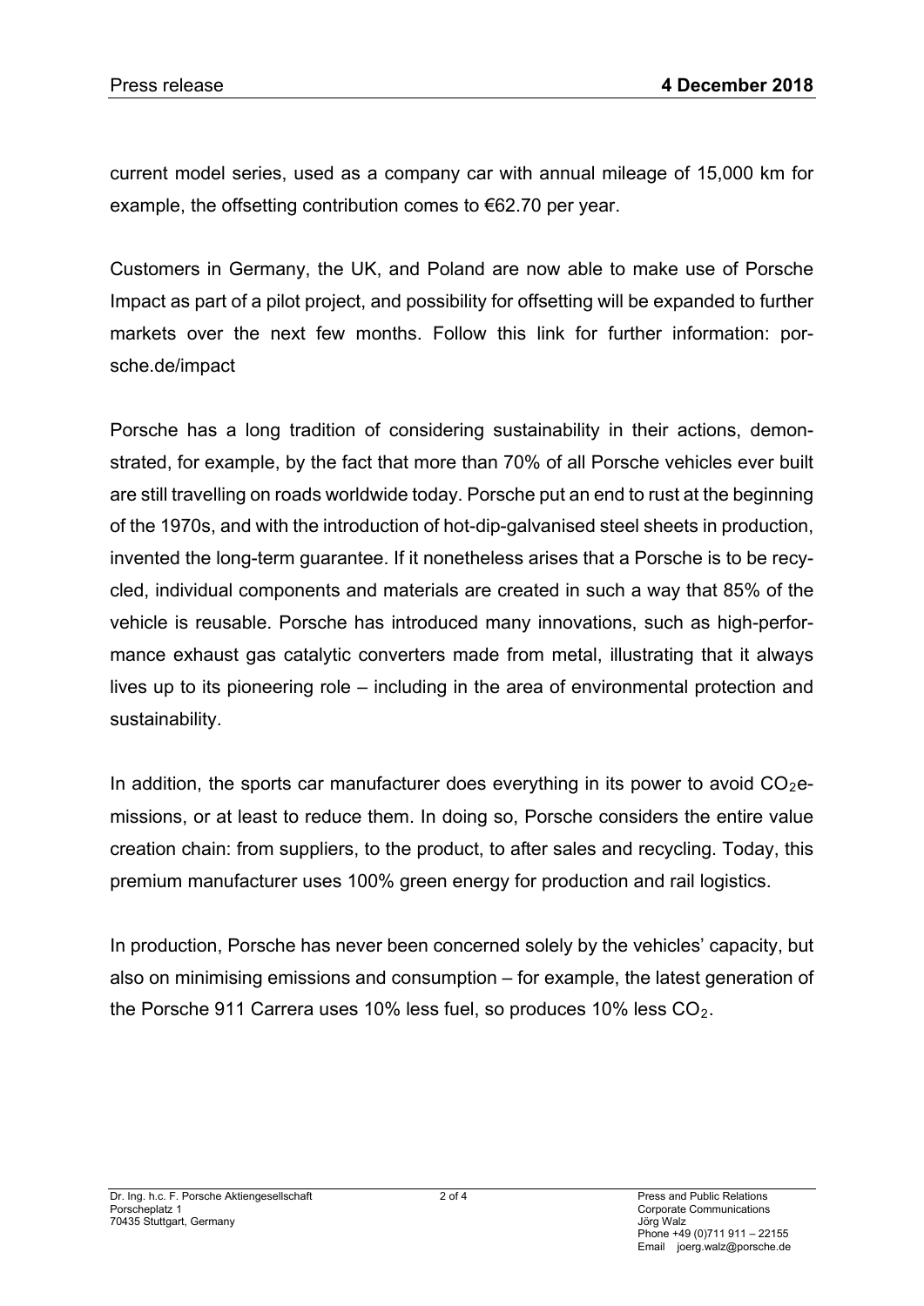current model series, used as a company car with annual mileage of 15,000 km for example, the offsetting contribution comes to €62.70 per year.

Customers in Germany, the UK, and Poland are now able to make use of Porsche Impact as part of a pilot project, and possibility for offsetting will be expanded to further markets over the next few months. Follow this link for further information: porsche.de/impact

Porsche has a long tradition of considering sustainability in their actions, demonstrated, for example, by the fact that more than 70% of all Porsche vehicles ever built are still travelling on roads worldwide today. Porsche put an end to rust at the beginning of the 1970s, and with the introduction of hot-dip-galvanised steel sheets in production, invented the long-term guarantee. If it nonetheless arises that a Porsche is to be recycled, individual components and materials are created in such a way that 85% of the vehicle is reusable. Porsche has introduced many innovations, such as high-performance exhaust gas catalytic converters made from metal, illustrating that it always lives up to its pioneering role – including in the area of environmental protection and sustainability.

In addition, the sports car manufacturer does everything in its power to avoid $CO_2$ emissions, or at least to reduce them. In doing so, Porsche considers the entire value creation chain: from suppliers, to the product, to after sales and recycling. Today, this premium manufacturer uses 100% green energy for production and rail logistics.

In production, Porsche has never been concerned solely by the vehicles' capacity, but also on minimising emissions and consumption – for example, the latest generation of the Porsche 911 Carrera uses 10% less fuel, so produces 10% less $CO_2$.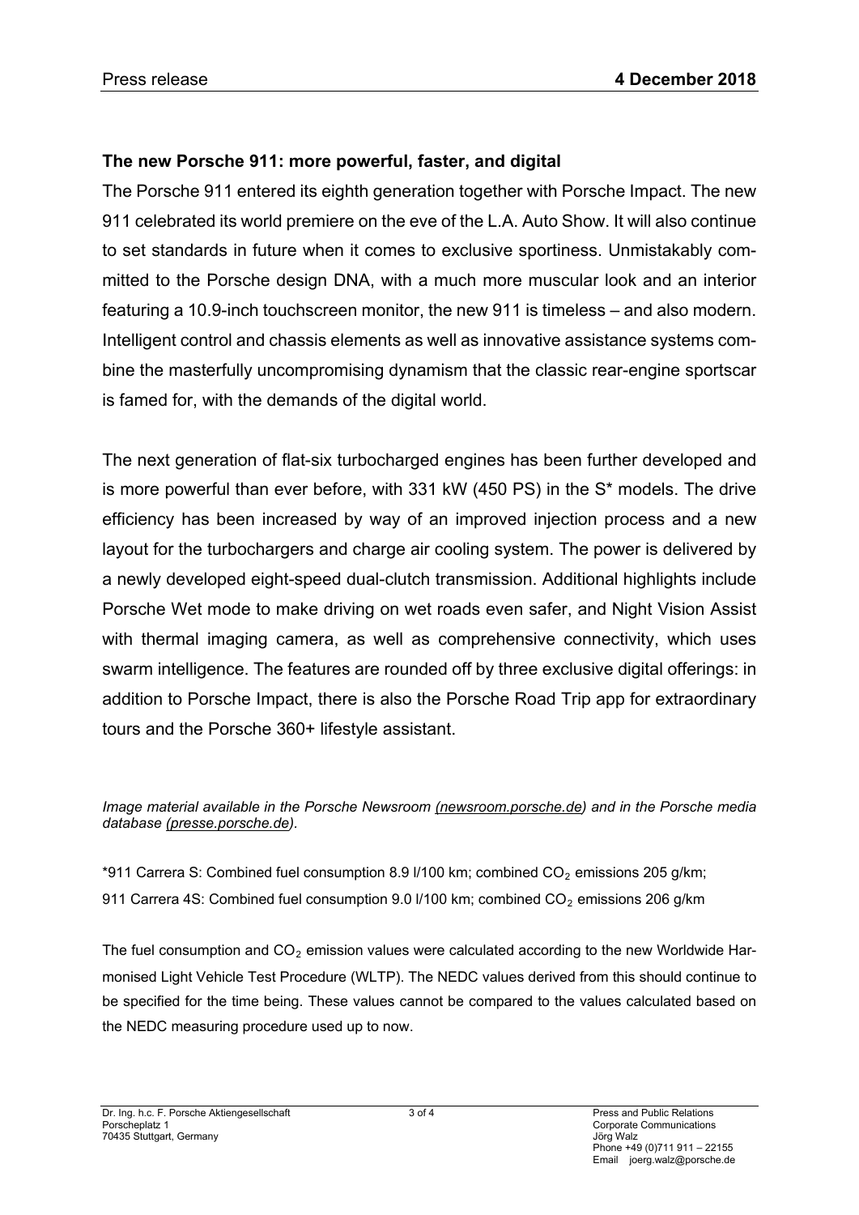**The new Porsche 911: more powerful, faster, and digital**

The Porsche 911 entered its eighth generation together with Porsche Impact. The new 911 celebrated its world premiere on the eve of the L.A. Auto Show. It will also continue to set standards in future when it comes to exclusive sportiness. Unmistakably committed to the Porsche design DNA, with a much more muscular look and an interior featuring a 10.9-inch touchscreen monitor, the new 911 is timeless – and also modern. Intelligent control and chassis elements as well as innovative assistance systems combine the masterfully uncompromising dynamism that the classic rear-engine sportscar is famed for, with the demands of the digital world.

The next generation of flat-six turbocharged engines has been further developed and is more powerful than ever before, with 331 kW (450 PS) in the S* models. The drive efficiency has been increased by way of an improved injection process and a new layout for the turbochargers and charge air cooling system. The power is delivered by a newly developed eight-speed dual-clutch transmission. Additional highlights include Porsche Wet mode to make driving on wet roads even safer, and Night Vision Assist with thermal imaging camera, as well as comprehensive connectivity, which uses swarm intelligence. The features are rounded off by three exclusive digital offerings: in addition to Porsche Impact, there is also the Porsche Road Trip app for extraordinary tours and the Porsche 360+ lifestyle assistant.

*Image material available in the Porsche Newsroom (newsroom.porsche.de) and in the Porsche media database (presse.porsche.de).*

*911 Carrera S: Combined fuel consumption 8.9 l/100 km; combined $CO_2$ emissions 205 g/km;
911 Carrera 4S: Combined fuel consumption 9.0 l/100 km; combined $CO_2$ emissions 206 g/km

The fuel consumption and $CO_2$ emission values were calculated according to the new Worldwide Harmonised Light Vehicle Test Procedure (WLTP). The NEDC values derived from this should continue to be specified for the time being. These values cannot be compared to the values calculated based on the NEDC measuring procedure used up to now.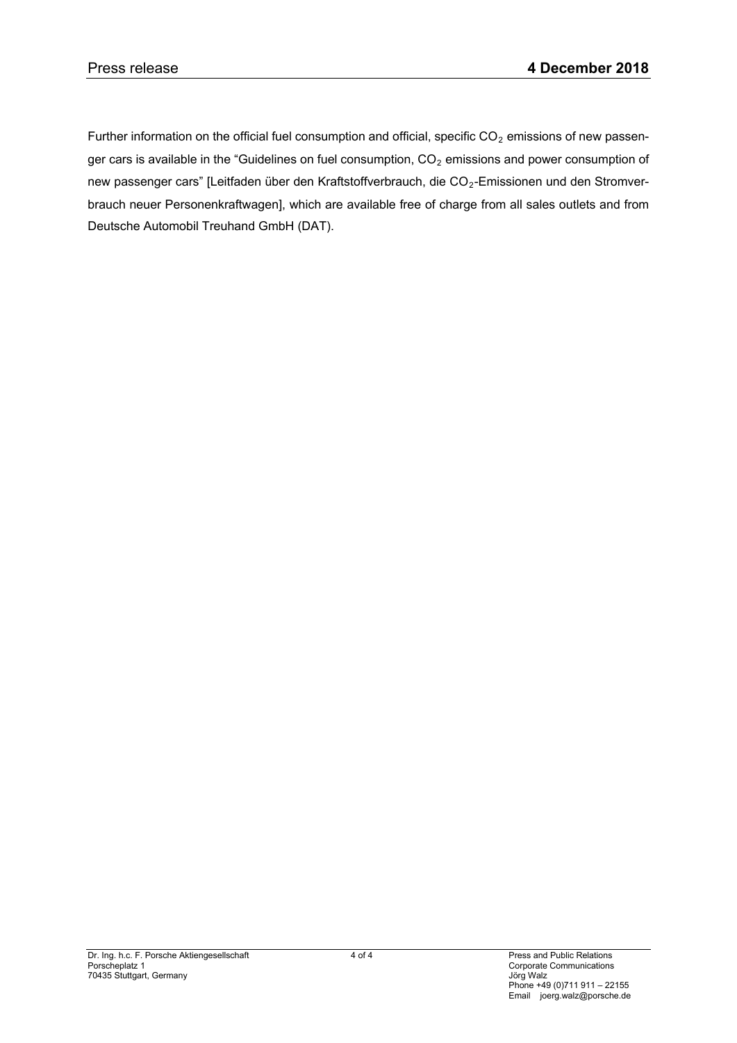Further information on the official fuel consumption and official, specific $CO_2$ emissions of new passenger cars is available in the "Guidelines on fuel consumption, $CO_2$ emissions and power consumption of new passenger cars" [Leitfaden über den Kraftstoffverbrauch, die $CO_2$-Emissionen und den Stromverbrauch neuer Personenkraftwagen], which are available free of charge from all sales outlets and from Deutsche Automobil Treuhand GmbH (DAT).

Dr. Ing. h.c. F. Porsche Aktiengesellschaft
Porscheplatz 1
70435 Stuttgart, Germany

Press and Public Relations
Corporate Communications
Jörg Walz
Phone +49 (0)711 911 – 22155
Email joerg.walz@porsche.de